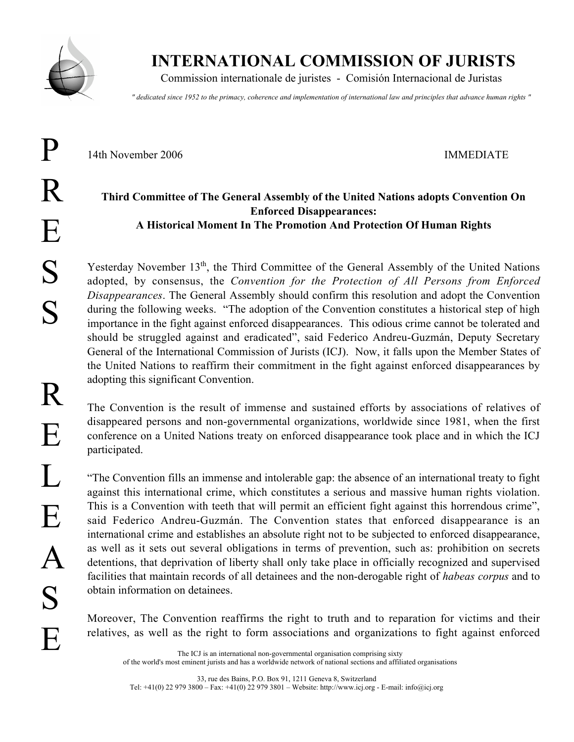# INTERNATIONAL COMMISSION OF JURISTS

Commission internationale de juristes - Comisión Internacional de Juristas

*" dedicated since 1952 to the primacy, coherence and implementation of international law and principles that advance human rights "*

PRESS RELEASE

14th November 2006 IMMEDIATE

**Third Committee of The General Assembly of the United Nations adopts Convention On Enforced Disappearances:**
**A Historical Moment In The Promotion And Protection Of Human Rights**

Yesterday November 13th, the Third Committee of the General Assembly of the United Nations adopted, by consensus, the *Convention for the Protection of All Persons from Enforced Disappearances*. The General Assembly should confirm this resolution and adopt the Convention during the following weeks. "The adoption of the Convention constitutes a historical step of high importance in the fight against enforced disappearances. This odious crime cannot be tolerated and should be struggled against and eradicated", said Federico Andreu-Guzmán, Deputy Secretary General of the International Commission of Jurists (ICJ). Now, it falls upon the Member States of the United Nations to reaffirm their commitment in the fight against enforced disappearances by adopting this significant Convention.

The Convention is the result of immense and sustained efforts by associations of relatives of disappeared persons and non-governmental organizations, worldwide since 1981, when the first conference on a United Nations treaty on enforced disappearance took place and in which the ICJ participated.

"The Convention fills an immense and intolerable gap: the absence of an international treaty to fight against this international crime, which constitutes a serious and massive human rights violation. This is a Convention with teeth that will permit an efficient fight against this horrendous crime", said Federico Andreu-Guzmán. The Convention states that enforced disappearance is an international crime and establishes an absolute right not to be subjected to enforced disappearance, as well as it sets out several obligations in terms of prevention, such as: prohibition on secrets detentions, that deprivation of liberty shall only take place in officially recognized and supervised facilities that maintain records of all detainees and the non-derogable right of *habeas corpus* and to obtain information on detainees.

Moreover, The Convention reaffirms the right to truth and to reparation for victims and their relatives, as well as the right to form associations and organizations to fight against enforced

The ICJ is an international non-governmental organisation comprising sixty of the world's most eminent jurists and has a worldwide network of national sections and affiliated organisations

33, rue des Bains, P.O. Box 91, 1211 Geneva 8, Switzerland
Tel: +41(0) 22 979 3800 – Fax: +41(0) 22 979 3801 – Website: http://www.icj.org - E-mail: info@icj.org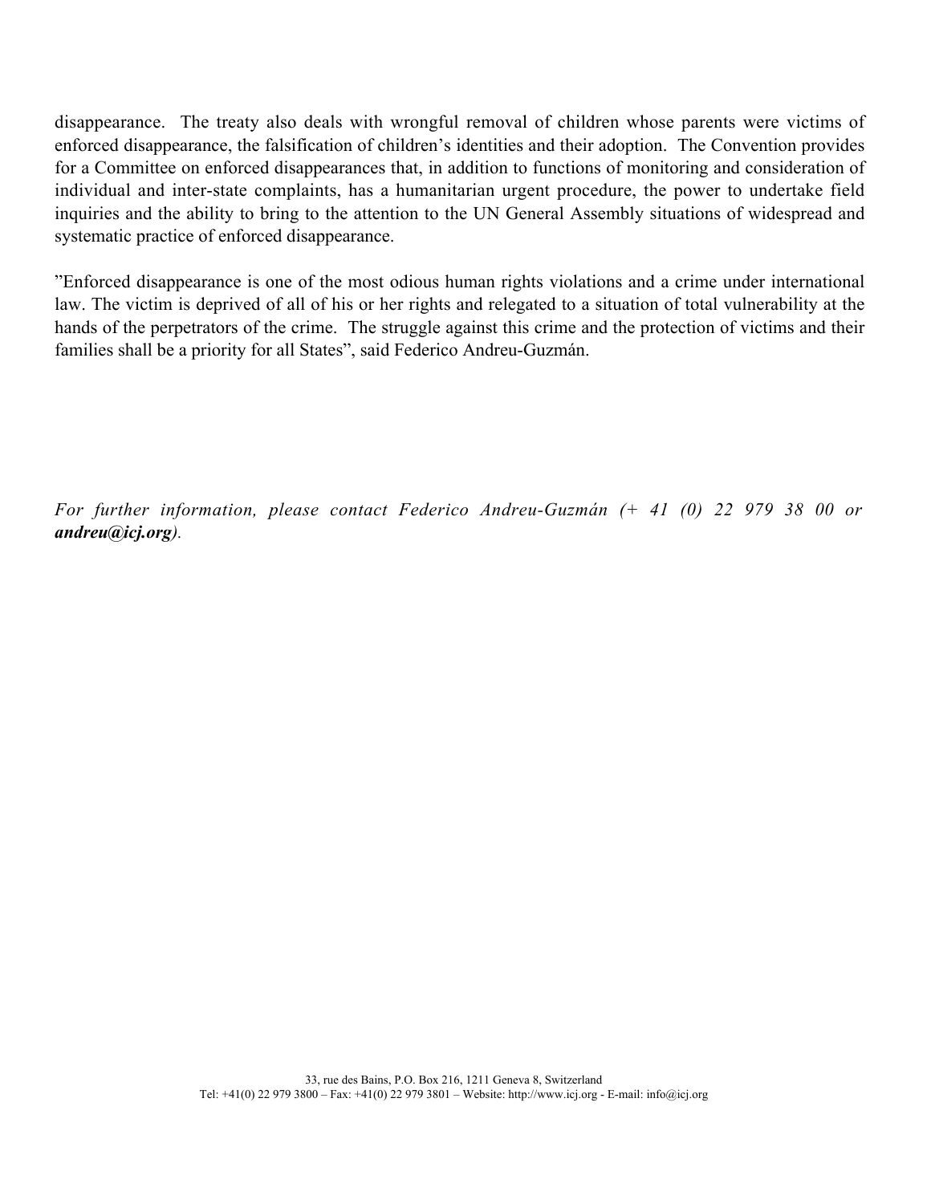disappearance. The treaty also deals with wrongful removal of children whose parents were victims of enforced disappearance, the falsification of children's identities and their adoption. The Convention provides for a Committee on enforced disappearances that, in addition to functions of monitoring and consideration of individual and inter-state complaints, has a humanitarian urgent procedure, the power to undertake field inquiries and the ability to bring to the attention to the UN General Assembly situations of widespread and systematic practice of enforced disappearance.

"Enforced disappearance is one of the most odious human rights violations and a crime under international law. The victim is deprived of all of his or her rights and relegated to a situation of total vulnerability at the hands of the perpetrators of the crime. The struggle against this crime and the protection of victims and their families shall be a priority for all States", said Federico Andreu-Guzmán.

*For further information, please contact Federico Andreu-Guzmán (+ 41 (0) 22 979 38 00 or* ***andreu@icj.org****).*

33, rue des Bains, P.O. Box 216, 1211 Geneva 8, Switzerland
Tel: +41(0) 22 979 3800 – Fax: +41(0) 22 979 3801 – Website: http://www.icj.org - E-mail: info@icj.org